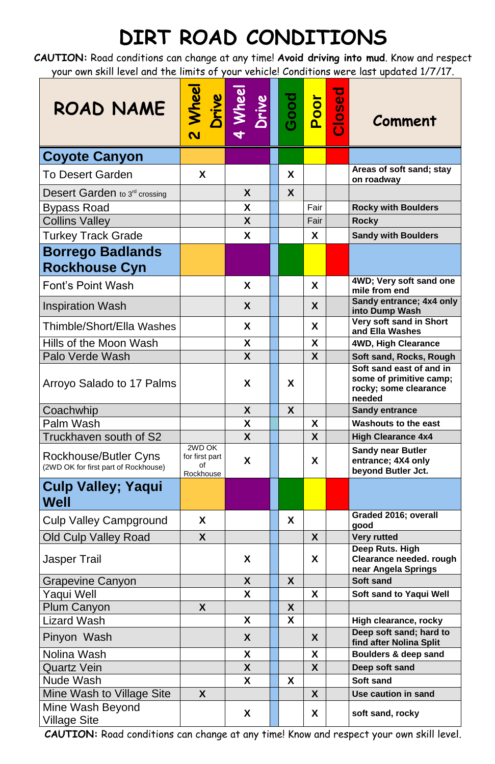# DIRT ROAD CONDITIONS

**CAUTION:** Road conditions can change at any time! **Avoid driving into mud**. Know and respect your own skill level and the limits of your vehicle! Conditions were last updated 1/7/17.

| ROAD NAME | 2 Wheel Drive | 4 Wheel Drive | | Good | Poor | Closed | Comment |
|---|---|---|---|---|---|---|---|
| **Coyote Canyon** | | | | | | | |
| To Desert Garden | X | | | X | | | Areas of soft sand; stay on roadway |
| Desert Garden to 3rd crossing | | X | | X | | | |
| Bypass Road | | X | | | Fair | | Rocky with Boulders |
| Collins Valley | | X | | | Fair | | Rocky |
| Turkey Track Grade | | X | | | X | | Sandy with Boulders |
| **Borrego Badlands Rockhouse Cyn** | | | | | | | |
| Font's Point Wash | | X | | | X | | 4WD; Very soft sand one mile from end |
| Inspiration Wash | | X | | | X | | Sandy entrance; 4x4 only into Dump Wash |
| Thimble/Short/Ella Washes | | X | | | X | | Very soft sand in Short and Ella Washes |
| Hills of the Moon Wash | | X | | | X | | 4WD, High Clearance |
| Palo Verde Wash | | X | | | X | | Soft sand, Rocks, Rough |
| Arroyo Salado to 17 Palms | | X | | X | | | Soft sand east of and in some of primitive camp; rocky; some clearance needed |
| Coachwhip | | X | | X | | | Sandy entrance |
| Palm Wash | | X | | | X | | Washouts to the east |
| Truckhaven south of S2 | | X | | | X | | High Clearance 4x4 |
| Rockhouse/Butler Cyns (2WD OK for first part of Rockhouse) | 2WD OK for first part of Rockhouse | X | | | X | | Sandy near Butler entrance; 4X4 only beyond Butler Jct. |
| **Culp Valley; Yaqui Well** | | | | | | | |
| Culp Valley Campground | X | | | X | | | Graded 2016; overall good |
| Old Culp Valley Road | X | | | | X | | Very rutted |
| Jasper Trail | | X | | | X | | Deep Ruts. High Clearance needed. rough near Angela Springs |
| Grapevine Canyon | | X | | X | | | Soft sand |
| Yaqui Well | | X | | | X | | Soft sand to Yaqui Well |
| Plum Canyon | X | | | X | | | |
| Lizard Wash | | X | | X | | | High clearance, rocky |
| Pinyon Wash | | X | | | X | | Deep soft sand; hard to find after Nolina Split |
| Nolina Wash | | X | | | X | | Boulders & deep sand |
| Quartz Vein | | X | | | X | | Deep soft sand |
| Nude Wash | | X | | X | | | Soft sand |
| Mine Wash to Village Site | X | | | | X | | Use caution in sand |
| Mine Wash Beyond Village Site | | X | | | X | | soft sand, rocky |

**CAUTION:** Road conditions can change at any time! Know and respect your own skill level.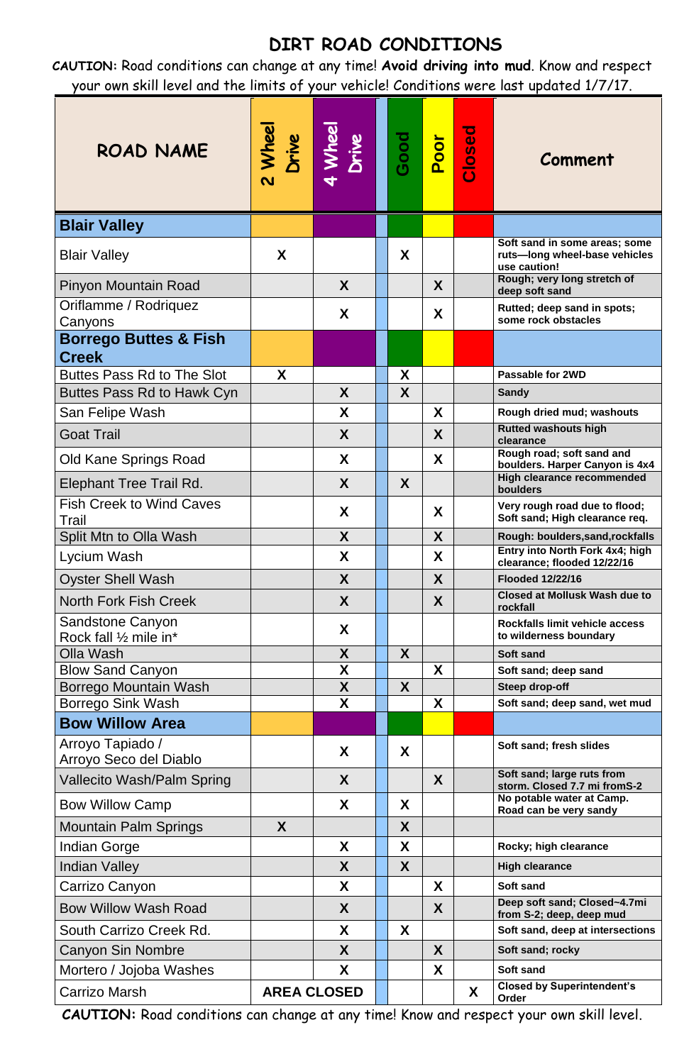# DIRT ROAD CONDITIONS

**CAUTION:** Road conditions can change at any time! **Avoid driving into mud**. Know and respect your own skill level and the limits of your vehicle! Conditions were last updated 1/7/17.

| ROAD NAME | 2 Wheel Drive | 4 Wheel Drive | | Good | Poor | Closed | Comment |
|---|---|---|---|---|---|---|---|
| **Blair Valley** | | | | | | | |
| Blair Valley | X | | | X | | | Soft sand in some areas; some ruts—long wheel-base vehicles use caution! |
| Pinyon Mountain Road | | X | | | X | | Rough; very long stretch of deep soft sand |
| Oriflamme / Rodriquez Canyons | | X | | | X | | Rutted; deep sand in spots; some rock obstacles |
| **Borrego Buttes & Fish Creek** | | | | | | | |
| Buttes Pass Rd to The Slot | X | | | X | | | Passable for 2WD |
| Buttes Pass Rd to Hawk Cyn | | X | | X | | | Sandy |
| San Felipe Wash | | X | | | X | | Rough dried mud; washouts |
| Goat Trail | | X | | | X | | Rutted washouts high clearance |
| Old Kane Springs Road | | X | | | X | | Rough road; soft sand and boulders. Harper Canyon is 4x4 |
| Elephant Tree Trail Rd. | | X | | X | | | High clearance recommended boulders |
| Fish Creek to Wind Caves Trail | | X | | | X | | Very rough road due to flood; Soft sand; High clearance req. |
| Split Mtn to Olla Wash | | X | | | X | | Rough: boulders,sand,rockfalls |
| Lycium Wash | | X | | | X | | Entry into North Fork 4x4; high clearance; flooded 12/22/16 |
| Oyster Shell Wash | | X | | | X | | Flooded 12/22/16 |
| North Fork Fish Creek | | X | | | X | | Closed at Mollusk Wash due to rockfall |
| Sandstone Canyon Rock fall ½ mile in* | | X | | | | | Rockfalls limit vehicle access to wilderness boundary |
| Olla Wash | | X | | X | | | Soft sand |
| Blow Sand Canyon | | X | | | X | | Soft sand; deep sand |
| Borrego Mountain Wash | | X | | X | | | Steep drop-off |
| Borrego Sink Wash | | X | | | X | | Soft sand; deep sand, wet mud |
| **Bow Willow Area** | | | | | | | |
| Arroyo Tapiado / Arroyo Seco del Diablo | | X | | X | | | Soft sand; fresh slides |
| Vallecito Wash/Palm Spring | | X | | | X | | Soft sand; large ruts from storm. Closed 7.7 mi fromS-2 |
| Bow Willow Camp | | X | | X | | | No potable water at Camp. Road can be very sandy |
| Mountain Palm Springs | X | | | X | | | |
| Indian Gorge | | X | | X | | | Rocky; high clearance |
| Indian Valley | | X | | X | | | High clearance |
| Carrizo Canyon | | X | | | X | | Soft sand |
| Bow Willow Wash Road | | X | | | X | | Deep soft sand; Closed~4.7mi from S-2; deep, deep mud |
| South Carrizo Creek Rd. | | X | | X | | | Soft sand, deep at intersections |
| Canyon Sin Nombre | | X | | | X | | Soft sand; rocky |
| Mortero / Jojoba Washes | | X | | | X | | Soft sand |
| Carrizo Marsh | AREA CLOSED | | | | | X | Closed by Superintendent's Order |

**CAUTION:** Road conditions can change at any time! Know and respect your own skill level.